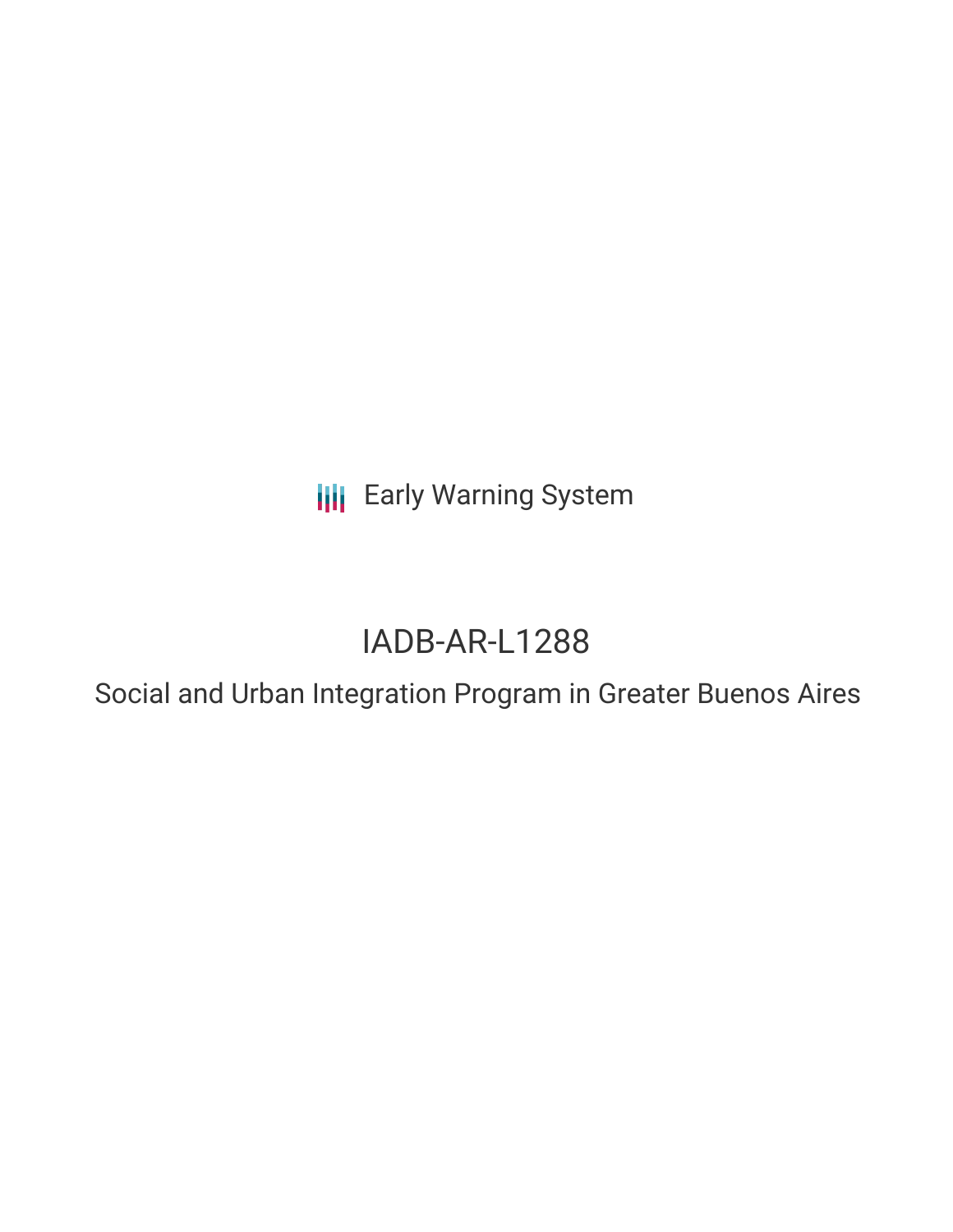Early Warning System

# IADB-AR-L1288

## Social and Urban Integration Program in Greater Buenos Aires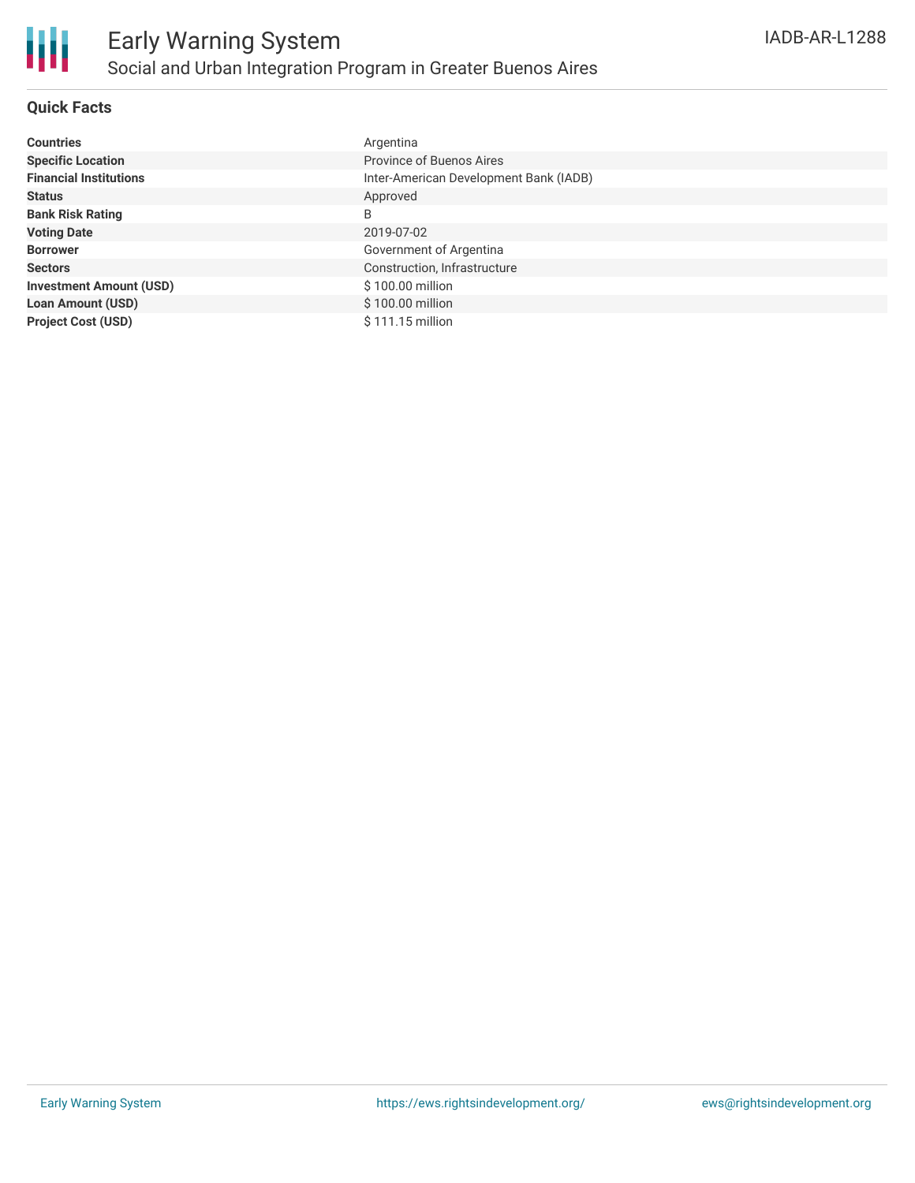# Early Warning System

## Social and Urban Integration Program in Greater Buenos Aires

IADB-AR-L1288

### Quick Facts

| | |
|---|---|
| **Countries** | Argentina |
| **Specific Location** | Province of Buenos Aires |
| **Financial Institutions** | Inter-American Development Bank (IADB) |
| **Status** | Approved |
| **Bank Risk Rating** | B |
| **Voting Date** | 2019-07-02 |
| **Borrower** | Government of Argentina |
| **Sectors** | Construction, Infrastructure |
| **Investment Amount (USD)** | $ 100.00 million |
| **Loan Amount (USD)** | $ 100.00 million |
| **Project Cost (USD)** | $ 111.15 million |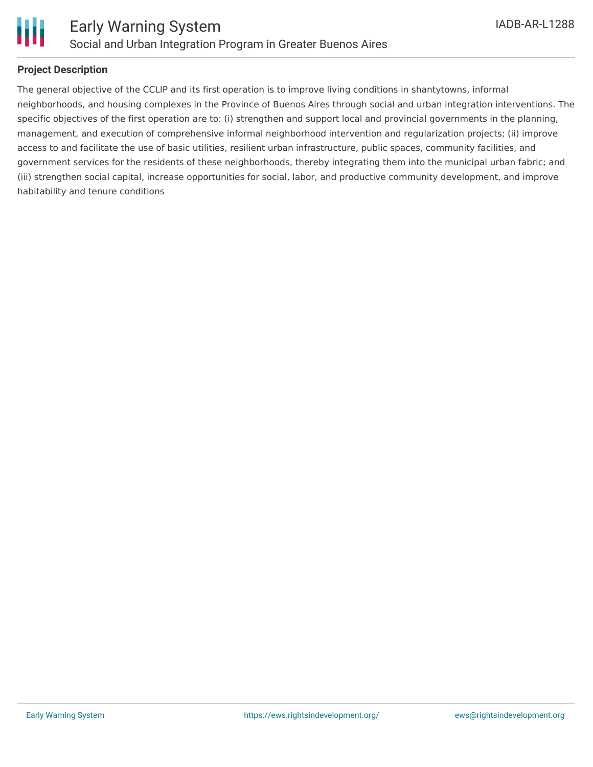**Project Description**

The general objective of the CCLIP and its first operation is to improve living conditions in shantytowns, informal neighborhoods, and housing complexes in the Province of Buenos Aires through social and urban integration interventions. The specific objectives of the first operation are to: (i) strengthen and support local and provincial governments in the planning, management, and execution of comprehensive informal neighborhood intervention and regularization projects; (ii) improve access to and facilitate the use of basic utilities, resilient urban infrastructure, public spaces, community facilities, and government services for the residents of these neighborhoods, thereby integrating them into the municipal urban fabric; and (iii) strengthen social capital, increase opportunities for social, labor, and productive community development, and improve habitability and tenure conditions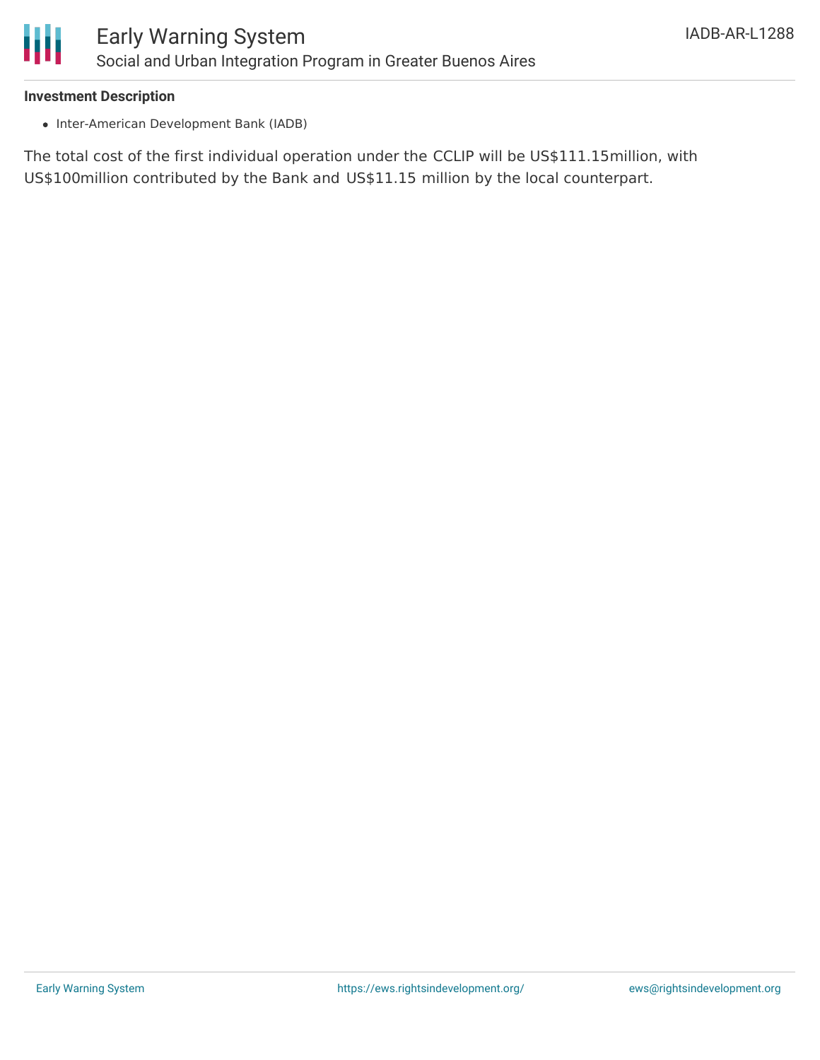**Investment Description**

- Inter-American Development Bank (IADB)

The total cost of the first individual operation under the CCLIP will be US$111.15million, with US$100million contributed by the Bank and US$11.15 million by the local counterpart.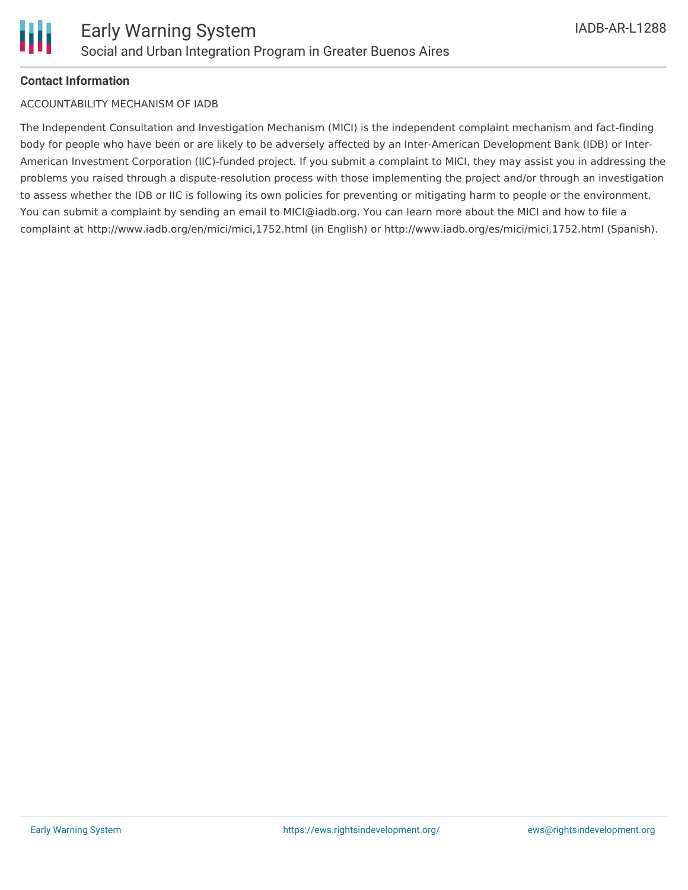**Contact Information**

ACCOUNTABILITY MECHANISM OF IADB

The Independent Consultation and Investigation Mechanism (MICI) is the independent complaint mechanism and fact-finding body for people who have been or are likely to be adversely affected by an Inter-American Development Bank (IDB) or Inter-American Investment Corporation (IIC)-funded project. If you submit a complaint to MICI, they may assist you in addressing the problems you raised through a dispute-resolution process with those implementing the project and/or through an investigation to assess whether the IDB or IIC is following its own policies for preventing or mitigating harm to people or the environment. You can submit a complaint by sending an email to MICI@iadb.org. You can learn more about the MICI and how to file a complaint at http://www.iadb.org/en/mici/mici,1752.html (in English) or http://www.iadb.org/es/mici/mici,1752.html (Spanish).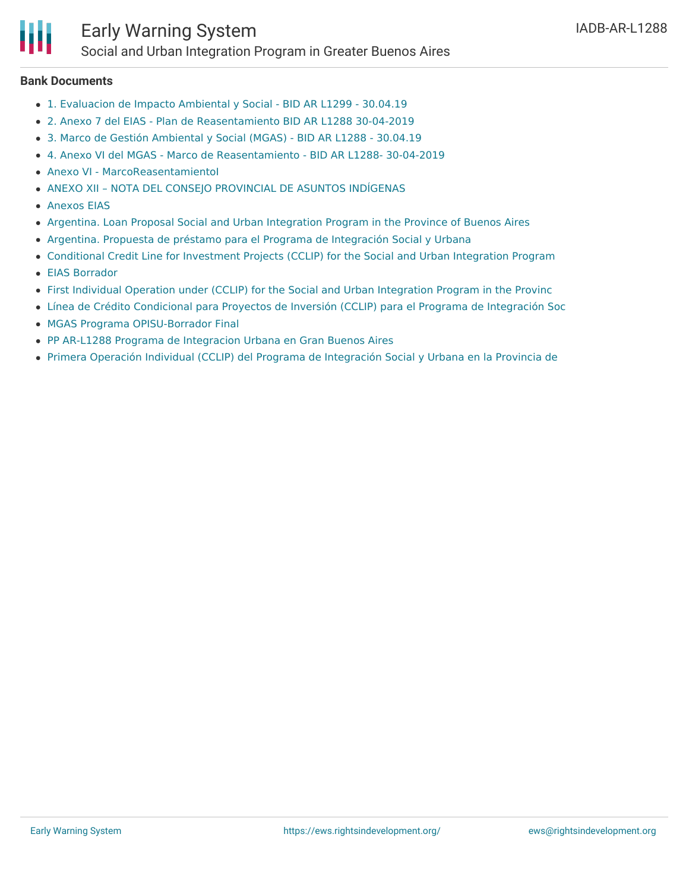**Bank Documents**

- 1. Evaluacion de Impacto Ambiental y Social - BID AR L1299 - 30.04.19
- 2. Anexo 7 del EIAS - Plan de Reasentamiento BID AR L1288 30-04-2019
- 3. Marco de Gestión Ambiental y Social (MGAS) - BID AR L1288 - 30.04.19
- 4. Anexo VI del MGAS - Marco de Reasentamiento - BID AR L1288- 30-04-2019
- Anexo VI - MarcoReasentamientoI
- ANEXO XII – NOTA DEL CONSEJO PROVINCIAL DE ASUNTOS INDÍGENAS
- Anexos EIAS
- Argentina. Loan Proposal Social and Urban Integration Program in the Province of Buenos Aires
- Argentina. Propuesta de préstamo para el Programa de Integración Social y Urbana
- Conditional Credit Line for Investment Projects (CCLIP) for the Social and Urban Integration Program
- EIAS Borrador
- First Individual Operation under (CCLIP) for the Social and Urban Integration Program in the Provinc
- Línea de Crédito Condicional para Proyectos de Inversión (CCLIP) para el Programa de Integración Soc
- MGAS Programa OPISU-Borrador Final
- PP AR-L1288 Programa de Integracion Urbana en Gran Buenos Aires
- Primera Operación Individual (CCLIP) del Programa de Integración Social y Urbana en la Provincia de